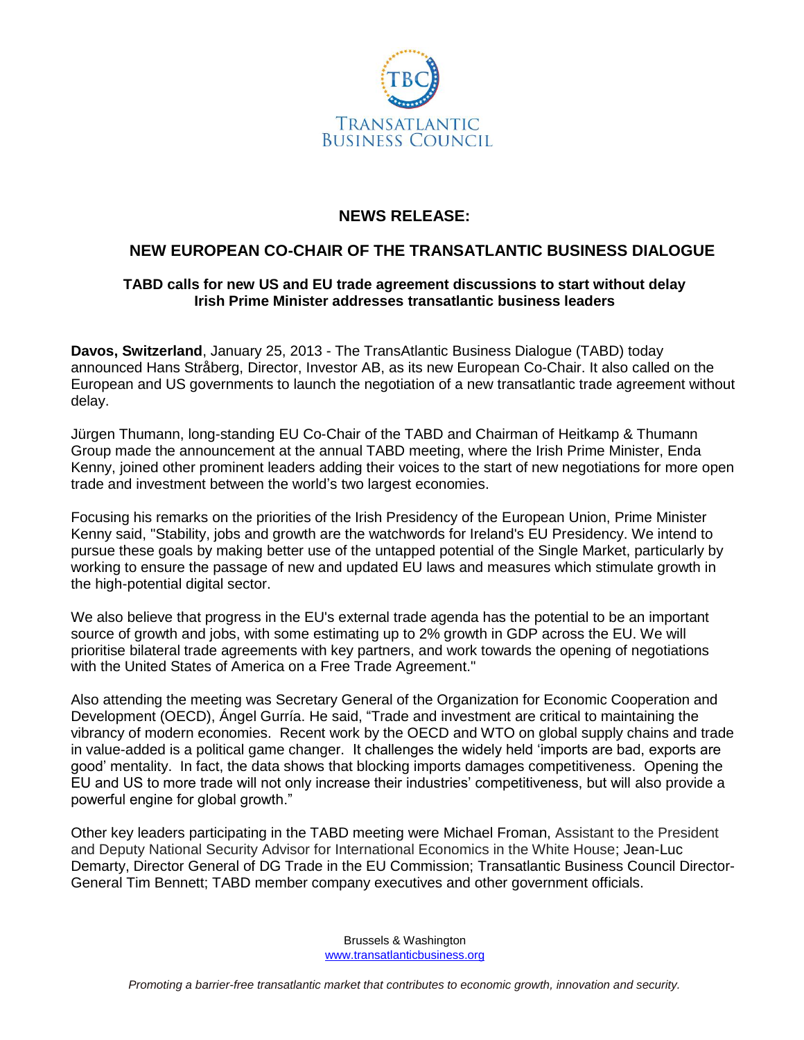TBC

TRANSATLANTIC BUSINESS COUNCIL

## NEWS RELEASE:

# NEW EUROPEAN CO-CHAIR OF THE TRANSATLANTIC BUSINESS DIALOGUE

**TABD calls for new US and EU trade agreement discussions to start without delay**
**Irish Prime Minister addresses transatlantic business leaders**

**Davos, Switzerland**, January 25, 2013 - The TransAtlantic Business Dialogue (TABD) today announced Hans Stråberg, Director, Investor AB, as its new European Co-Chair. It also called on the European and US governments to launch the negotiation of a new transatlantic trade agreement without delay.

Jürgen Thumann, long-standing EU Co-Chair of the TABD and Chairman of Heitkamp & Thumann Group made the announcement at the annual TABD meeting, where the Irish Prime Minister, Enda Kenny, joined other prominent leaders adding their voices to the start of new negotiations for more open trade and investment between the world's two largest economies.

Focusing his remarks on the priorities of the Irish Presidency of the European Union, Prime Minister Kenny said, "Stability, jobs and growth are the watchwords for Ireland's EU Presidency. We intend to pursue these goals by making better use of the untapped potential of the Single Market, particularly by working to ensure the passage of new and updated EU laws and measures which stimulate growth in the high-potential digital sector.

We also believe that progress in the EU's external trade agenda has the potential to be an important source of growth and jobs, with some estimating up to 2% growth in GDP across the EU. We will prioritise bilateral trade agreements with key partners, and work towards the opening of negotiations with the United States of America on a Free Trade Agreement."

Also attending the meeting was Secretary General of the Organization for Economic Cooperation and Development (OECD), Ángel Gurría. He said, "Trade and investment are critical to maintaining the vibrancy of modern economies. Recent work by the OECD and WTO on global supply chains and trade in value-added is a political game changer. It challenges the widely held 'imports are bad, exports are good' mentality. In fact, the data shows that blocking imports damages competitiveness. Opening the EU and US to more trade will not only increase their industries' competitiveness, but will also provide a powerful engine for global growth."

Other key leaders participating in the TABD meeting were Michael Froman, Assistant to the President and Deputy National Security Advisor for International Economics in the White House; Jean-Luc Demarty, Director General of DG Trade in the EU Commission; Transatlantic Business Council Director-General Tim Bennett; TABD member company executives and other government officials.

Brussels & Washington
www.transatlanticbusiness.org

*Promoting a barrier-free transatlantic market that contributes to economic growth, innovation and security.*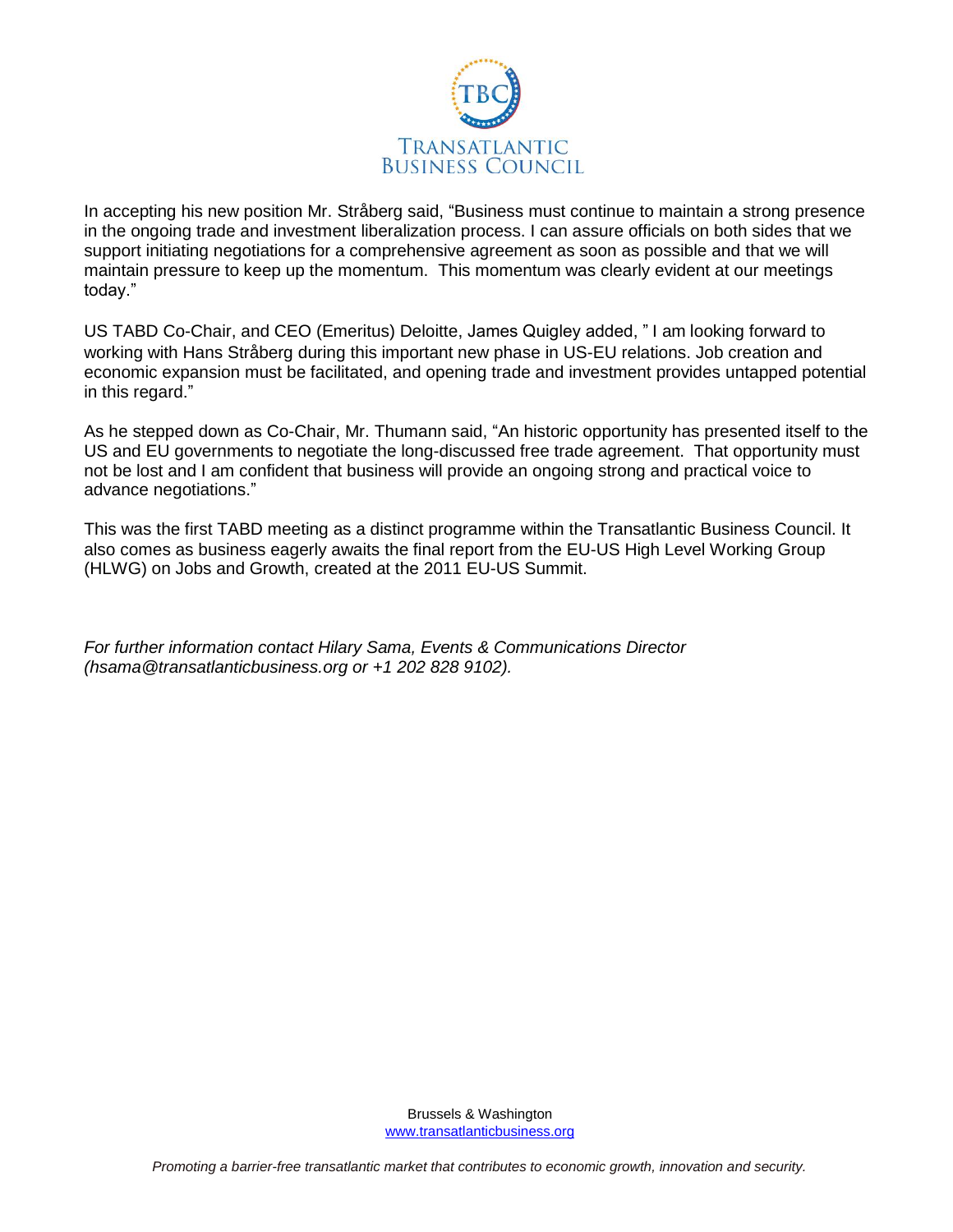In accepting his new position Mr. Stråberg said, "Business must continue to maintain a strong presence in the ongoing trade and investment liberalization process. I can assure officials on both sides that we support initiating negotiations for a comprehensive agreement as soon as possible and that we will maintain pressure to keep up the momentum. This momentum was clearly evident at our meetings today."

US TABD Co-Chair, and CEO (Emeritus) Deloitte, James Quigley added, " I am looking forward to working with Hans Stråberg during this important new phase in US-EU relations. Job creation and economic expansion must be facilitated, and opening trade and investment provides untapped potential in this regard."

As he stepped down as Co-Chair, Mr. Thumann said, "An historic opportunity has presented itself to the US and EU governments to negotiate the long-discussed free trade agreement. That opportunity must not be lost and I am confident that business will provide an ongoing strong and practical voice to advance negotiations."

This was the first TABD meeting as a distinct programme within the Transatlantic Business Council. It also comes as business eagerly awaits the final report from the EU-US High Level Working Group (HLWG) on Jobs and Growth, created at the 2011 EU-US Summit.

*For further information contact Hilary Sama, Events & Communications Director (hsama@transatlanticbusiness.org or +1 202 828 9102).*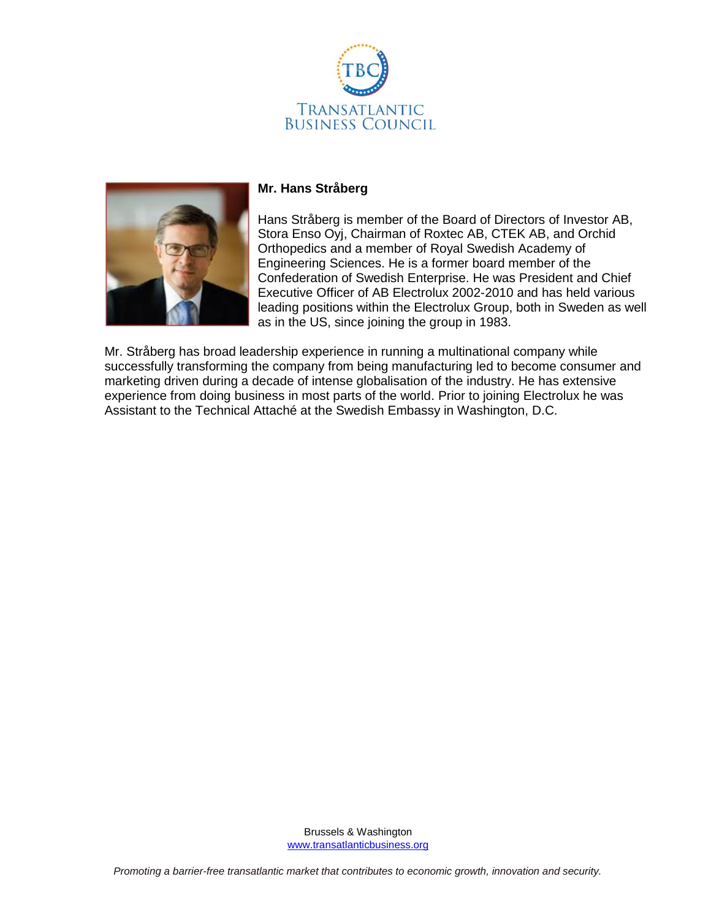**Mr. Hans Stråberg**

Hans Stråberg is member of the Board of Directors of Investor AB, Stora Enso Oyj, Chairman of Roxtec AB, CTEK AB, and Orchid Orthopedics and a member of Royal Swedish Academy of Engineering Sciences. He is a former board member of the Confederation of Swedish Enterprise. He was President and Chief Executive Officer of AB Electrolux 2002-2010 and has held various leading positions within the Electrolux Group, both in Sweden as well as in the US, since joining the group in 1983.

Mr. Stråberg has broad leadership experience in running a multinational company while successfully transforming the company from being manufacturing led to become consumer and marketing driven during a decade of intense globalisation of the industry. He has extensive experience from doing business in most parts of the world. Prior to joining Electrolux he was Assistant to the Technical Attaché at the Swedish Embassy in Washington, D.C.